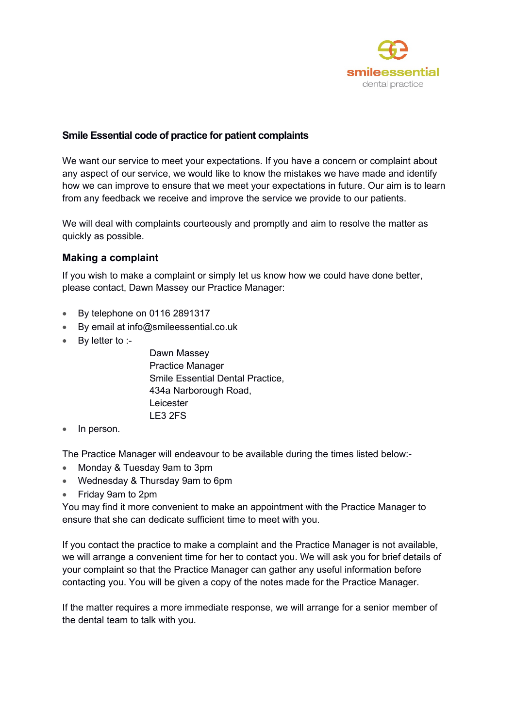smileessential
dental practice

**Smile Essential code of practice for patient complaints**

We want our service to meet your expectations. If you have a concern or complaint about any aspect of our service, we would like to know the mistakes we have made and identify how we can improve to ensure that we meet your expectations in future. Our aim is to learn from any feedback we receive and improve the service we provide to our patients.

We will deal with complaints courteously and promptly and aim to resolve the matter as quickly as possible.

## Making a complaint

If you wish to make a complaint or simply let us know how we could have done better, please contact, Dawn Massey our Practice Manager:

- By telephone on 0116 2891317
- By email at info@smileessential.co.uk
- By letter to :-

  Dawn Massey  
  Practice Manager  
  Smile Essential Dental Practice,  
  434a Narborough Road,  
  Leicester  
  LE3 2FS
- In person.

The Practice Manager will endeavour to be available during the times listed below:-

- Monday & Tuesday 9am to 3pm
- Wednesday & Thursday 9am to 6pm
- Friday 9am to 2pm

You may find it more convenient to make an appointment with the Practice Manager to ensure that she can dedicate sufficient time to meet with you.

If you contact the practice to make a complaint and the Practice Manager is not available, we will arrange a convenient time for her to contact you. We will ask you for brief details of your complaint so that the Practice Manager can gather any useful information before contacting you. You will be given a copy of the notes made for the Practice Manager.

If the matter requires a more immediate response, we will arrange for a senior member of the dental team to talk with you.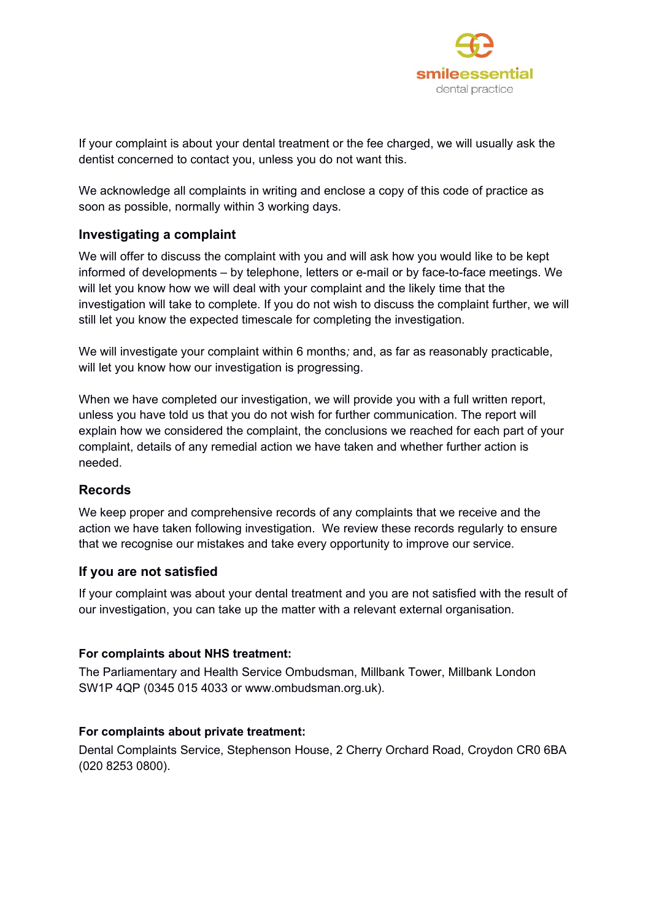If your complaint is about your dental treatment or the fee charged, we will usually ask the dentist concerned to contact you, unless you do not want this.

We acknowledge all complaints in writing and enclose a copy of this code of practice as soon as possible, normally within 3 working days.

### Investigating a complaint

We will offer to discuss the complaint with you and will ask how you would like to be kept informed of developments – by telephone, letters or e-mail or by face-to-face meetings. We will let you know how we will deal with your complaint and the likely time that the investigation will take to complete. If you do not wish to discuss the complaint further, we will still let you know the expected timescale for completing the investigation.

We will investigate your complaint within 6 months*;* and, as far as reasonably practicable, will let you know how our investigation is progressing.

When we have completed our investigation, we will provide you with a full written report, unless you have told us that you do not wish for further communication. The report will explain how we considered the complaint, the conclusions we reached for each part of your complaint, details of any remedial action we have taken and whether further action is needed.

### Records

We keep proper and comprehensive records of any complaints that we receive and the action we have taken following investigation. We review these records regularly to ensure that we recognise our mistakes and take every opportunity to improve our service.

### If you are not satisfied

If your complaint was about your dental treatment and you are not satisfied with the result of our investigation, you can take up the matter with a relevant external organisation.

**For complaints about NHS treatment:**

The Parliamentary and Health Service Ombudsman, Millbank Tower, Millbank London SW1P 4QP (0345 015 4033 or www.ombudsman.org.uk).

**For complaints about private treatment:**

Dental Complaints Service, Stephenson House, 2 Cherry Orchard Road, Croydon CR0 6BA (020 8253 0800).